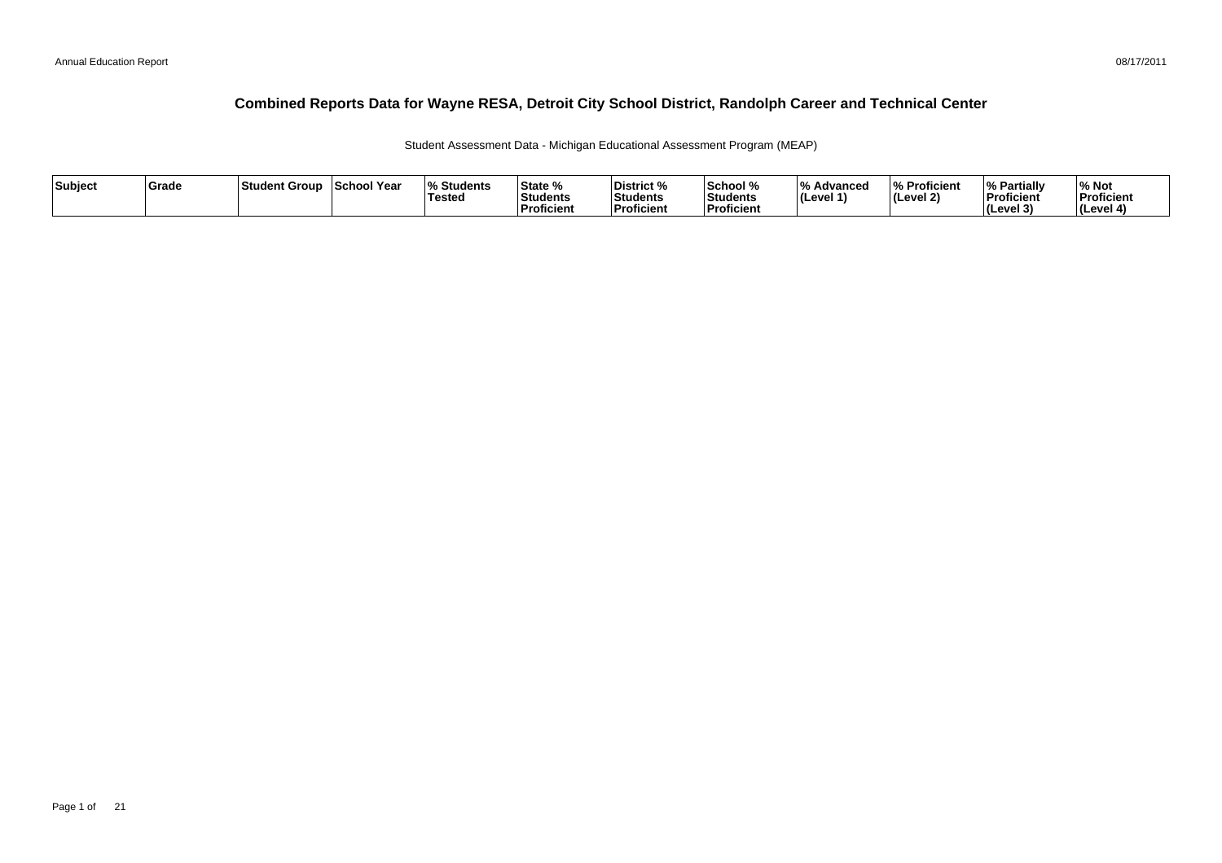# Combined Reports Data for Wayne RESA, Detroit City School District, Randolph Career and Technical Center

Student Assessment Data - Michigan Educational Assessment Program (MEAP)

| Subject | Grade | Student Group | School Year | % Students Tested | State % Students Proficient | District % Students Proficient | School % Students Proficient | % Advanced (Level 1) | % Proficient (Level 2) | % Partially Proficient (Level 3) | % Not Proficient (Level 4) |
|---|---|---|---|---|---|---|---|---|---|---|---|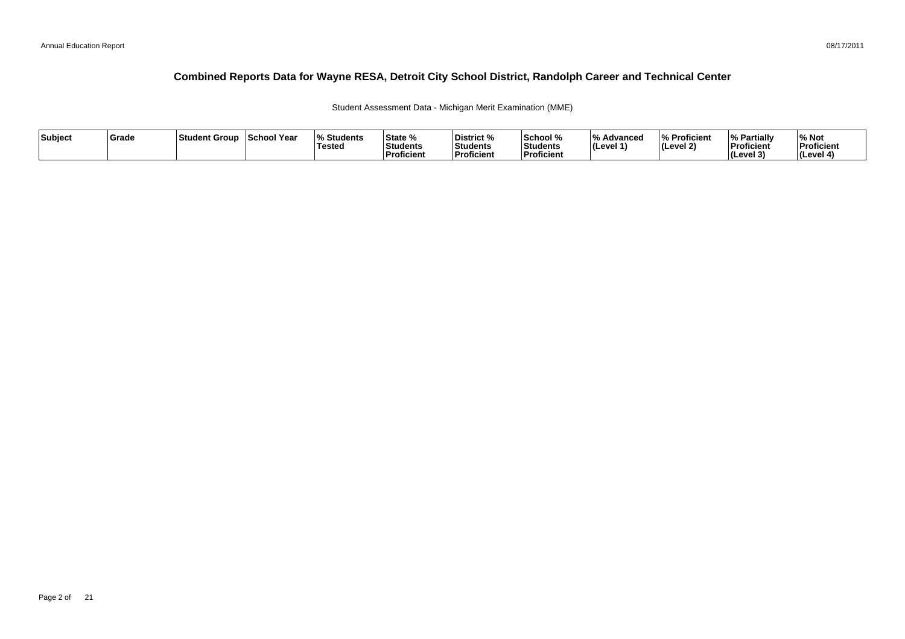# Combined Reports Data for Wayne RESA, Detroit City School District, Randolph Career and Technical Center

Student Assessment Data - Michigan Merit Examination (MME)

| Subject | Grade | Student Group | School Year | % Students Tested | State % Students Proficient | District % Students Proficient | School % Students Proficient | % Advanced (Level 1) | % Proficient (Level 2) | % Partially Proficient (Level 3) | % Not Proficient (Level 4) |
|---|---|---|---|---|---|---|---|---|---|---|---|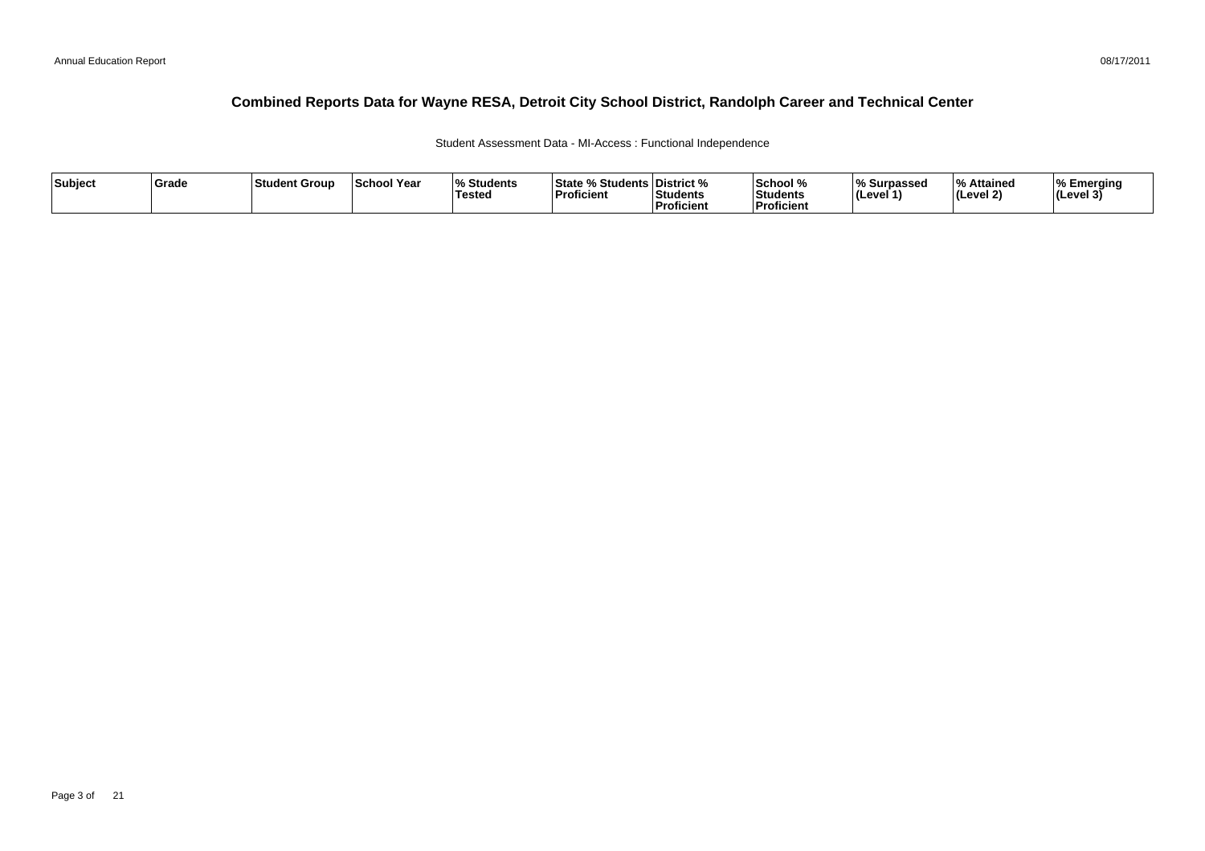# Combined Reports Data for Wayne RESA, Detroit City School District, Randolph Career and Technical Center

Student Assessment Data - MI-Access : Functional Independence

| Subject | Grade | Student Group | School Year | % Students Tested | State % Students Proficient | District % Students Proficient | School % Students Proficient | % Surpassed (Level 1) | % Attained (Level 2) | % Emerging (Level 3) |
|---|---|---|---|---|---|---|---|---|---|---|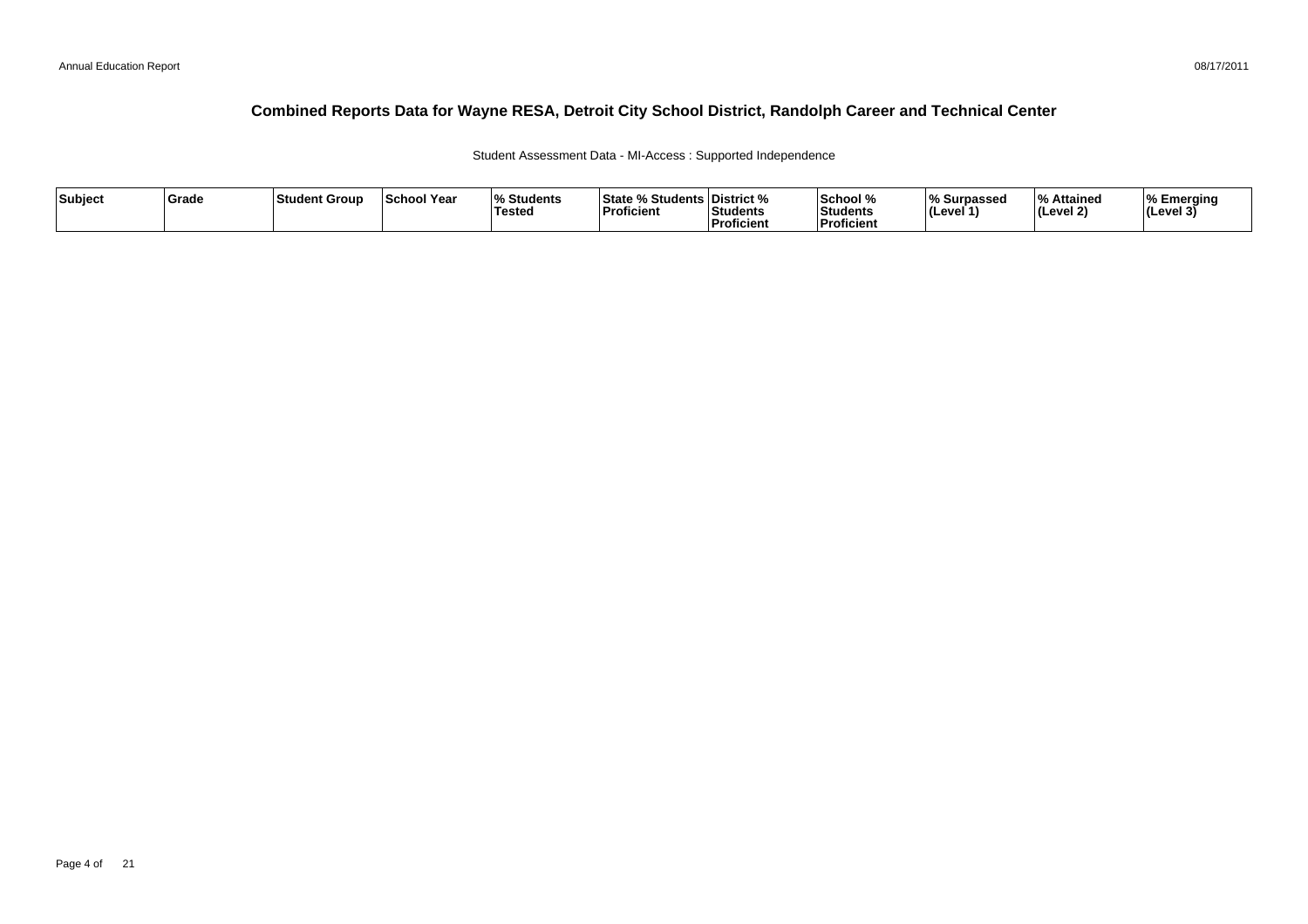# Combined Reports Data for Wayne RESA, Detroit City School District, Randolph Career and Technical Center

Student Assessment Data - MI-Access : Supported Independence

| Subject | Grade | Student Group | School Year | % Students Tested | State % Students Proficient | District % Students Proficient | School % Students Proficient | % Surpassed (Level 1) | % Attained (Level 2) | % Emerging (Level 3) |
|---|---|---|---|---|---|---|---|---|---|---|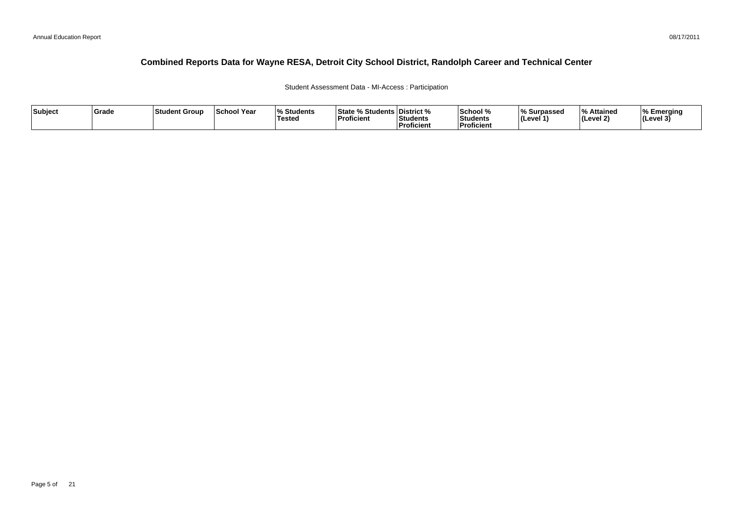# Combined Reports Data for Wayne RESA, Detroit City School District, Randolph Career and Technical Center

Student Assessment Data - MI-Access : Participation

| Subject | Grade | Student Group | School Year | % Students Tested | State % Students Proficient | District % Students Proficient | School % Students Proficient | % Surpassed (Level 1) | % Attained (Level 2) | % Emerging (Level 3) |
|---|---|---|---|---|---|---|---|---|---|---|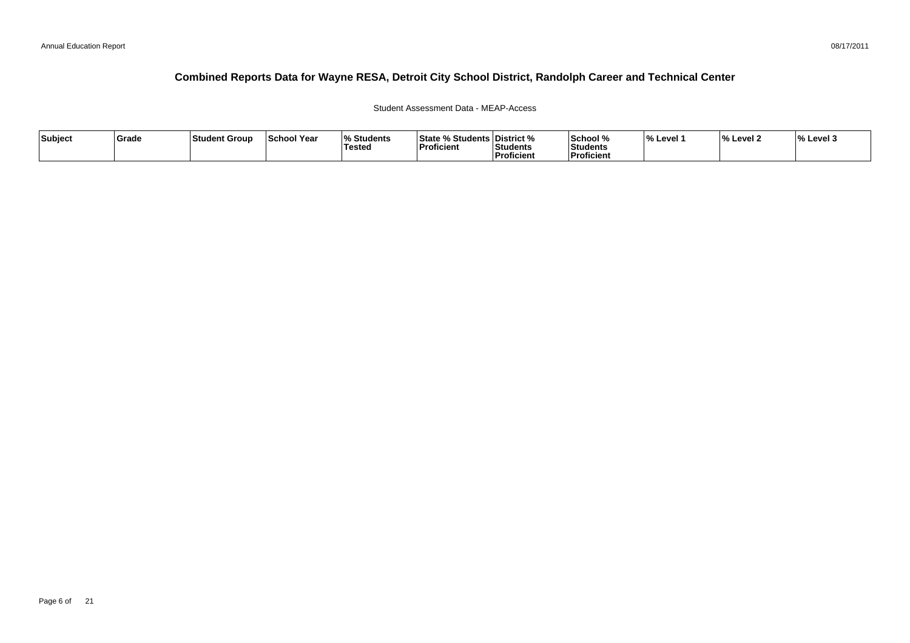# Combined Reports Data for Wayne RESA, Detroit City School District, Randolph Career and Technical Center

Student Assessment Data - MEAP-Access

| Subject | Grade | Student Group | School Year | % Students Tested | State % Students Proficient | District % Students Proficient | School % Students Proficient | % Level 1 | % Level 2 | % Level 3 |
|---|---|---|---|---|---|---|---|---|---|---|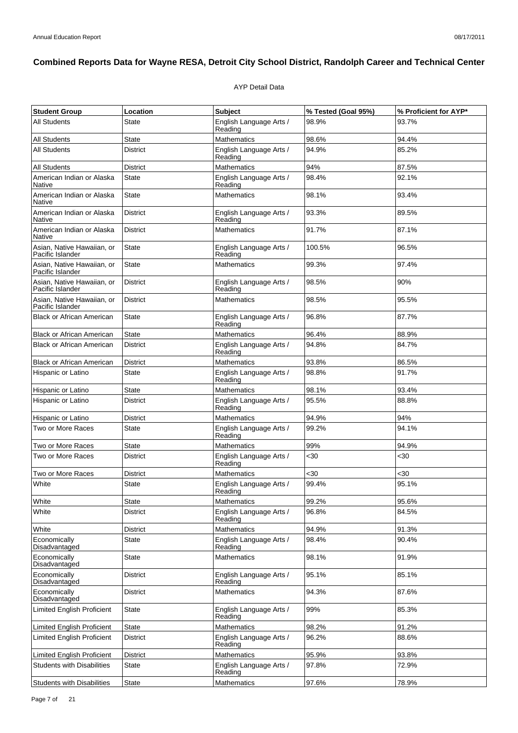# Combined Reports Data for Wayne RESA, Detroit City School District, Randolph Career and Technical Center

AYP Detail Data

| Student Group | Location | Subject | % Tested (Goal 95%) | % Proficient for AYP* |
|---|---|---|---|---|
| All Students | State | English Language Arts / Reading | 98.9% | 93.7% |
| All Students | State | Mathematics | 98.6% | 94.4% |
| All Students | District | English Language Arts / Reading | 94.9% | 85.2% |
| All Students | District | Mathematics | 94% | 87.5% |
| American Indian or Alaska Native | State | English Language Arts / Reading | 98.4% | 92.1% |
| American Indian or Alaska Native | State | Mathematics | 98.1% | 93.4% |
| American Indian or Alaska Native | District | English Language Arts / Reading | 93.3% | 89.5% |
| American Indian or Alaska Native | District | Mathematics | 91.7% | 87.1% |
| Asian, Native Hawaiian, or Pacific Islander | State | English Language Arts / Reading | 100.5% | 96.5% |
| Asian, Native Hawaiian, or Pacific Islander | State | Mathematics | 99.3% | 97.4% |
| Asian, Native Hawaiian, or Pacific Islander | District | English Language Arts / Reading | 98.5% | 90% |
| Asian, Native Hawaiian, or Pacific Islander | District | Mathematics | 98.5% | 95.5% |
| Black or African American | State | English Language Arts / Reading | 96.8% | 87.7% |
| Black or African American | State | Mathematics | 96.4% | 88.9% |
| Black or African American | District | English Language Arts / Reading | 94.8% | 84.7% |
| Black or African American | District | Mathematics | 93.8% | 86.5% |
| Hispanic or Latino | State | English Language Arts / Reading | 98.8% | 91.7% |
| Hispanic or Latino | State | Mathematics | 98.1% | 93.4% |
| Hispanic or Latino | District | English Language Arts / Reading | 95.5% | 88.8% |
| Hispanic or Latino | District | Mathematics | 94.9% | 94% |
| Two or More Races | State | English Language Arts / Reading | 99.2% | 94.1% |
| Two or More Races | State | Mathematics | 99% | 94.9% |
| Two or More Races | District | English Language Arts / Reading | <30 | <30 |
| Two or More Races | District | Mathematics | <30 | <30 |
| White | State | English Language Arts / Reading | 99.4% | 95.1% |
| White | State | Mathematics | 99.2% | 95.6% |
| White | District | English Language Arts / Reading | 96.8% | 84.5% |
| White | District | Mathematics | 94.9% | 91.3% |
| Economically Disadvantaged | State | English Language Arts / Reading | 98.4% | 90.4% |
| Economically Disadvantaged | State | Mathematics | 98.1% | 91.9% |
| Economically Disadvantaged | District | English Language Arts / Reading | 95.1% | 85.1% |
| Economically Disadvantaged | District | Mathematics | 94.3% | 87.6% |
| Limited English Proficient | State | English Language Arts / Reading | 99% | 85.3% |
| Limited English Proficient | State | Mathematics | 98.2% | 91.2% |
| Limited English Proficient | District | English Language Arts / Reading | 96.2% | 88.6% |
| Limited English Proficient | District | Mathematics | 95.9% | 93.8% |
| Students with Disabilities | State | English Language Arts / Reading | 97.8% | 72.9% |
| Students with Disabilities | State | Mathematics | 97.6% | 78.9% |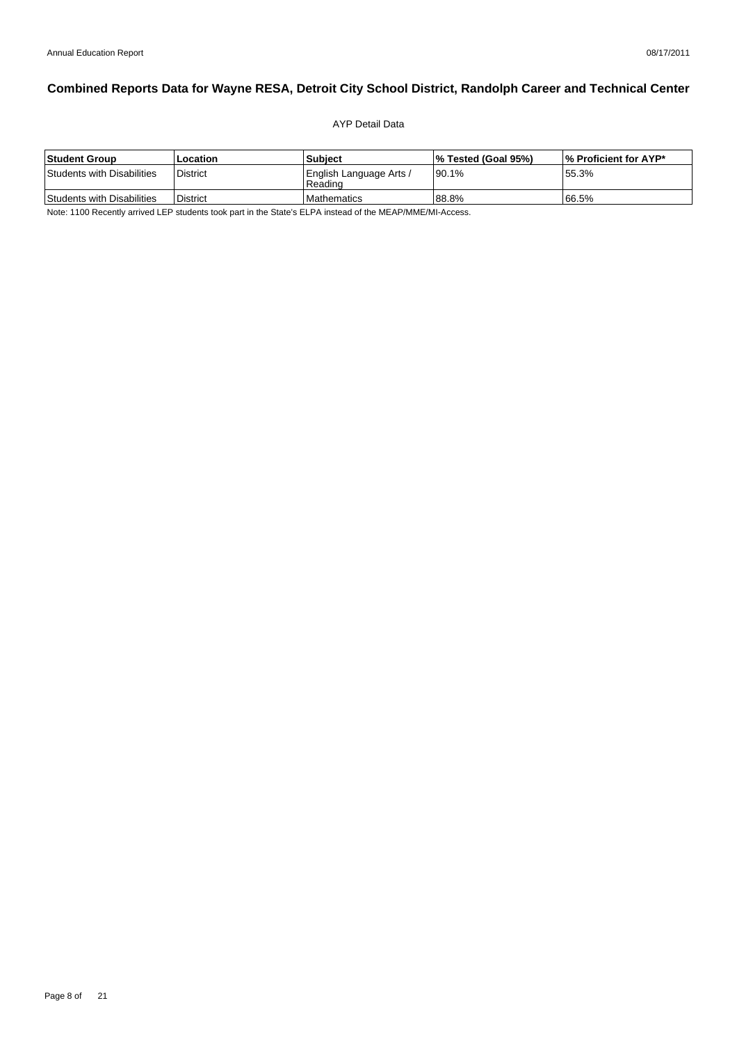# Combined Reports Data for Wayne RESA, Detroit City School District, Randolph Career and Technical Center

AYP Detail Data

| Student Group | Location | Subject | % Tested (Goal 95%) | % Proficient for AYP* |
|---|---|---|---|---|
| Students with Disabilities | District | English Language Arts / Reading | 90.1% | 55.3% |
| Students with Disabilities | District | Mathematics | 88.8% | 66.5% |

Note: 1100 Recently arrived LEP students took part in the State's ELPA instead of the MEAP/MME/MI-Access.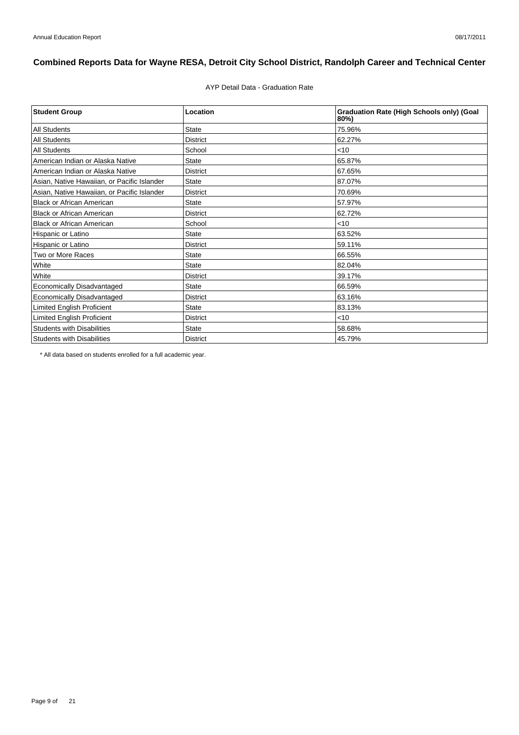# Combined Reports Data for Wayne RESA, Detroit City School District, Randolph Career and Technical Center

AYP Detail Data - Graduation Rate

| Student Group | Location | Graduation Rate (High Schools only) (Goal 80%) |
|---|---|---|
| All Students | State | 75.96% |
| All Students | District | 62.27% |
| All Students | School | <10 |
| American Indian or Alaska Native | State | 65.87% |
| American Indian or Alaska Native | District | 67.65% |
| Asian, Native Hawaiian, or Pacific Islander | State | 87.07% |
| Asian, Native Hawaiian, or Pacific Islander | District | 70.69% |
| Black or African American | State | 57.97% |
| Black or African American | District | 62.72% |
| Black or African American | School | <10 |
| Hispanic or Latino | State | 63.52% |
| Hispanic or Latino | District | 59.11% |
| Two or More Races | State | 66.55% |
| White | State | 82.04% |
| White | District | 39.17% |
| Economically Disadvantaged | State | 66.59% |
| Economically Disadvantaged | District | 63.16% |
| Limited English Proficient | State | 83.13% |
| Limited English Proficient | District | <10 |
| Students with Disabilities | State | 58.68% |
| Students with Disabilities | District | 45.79% |

* All data based on students enrolled for a full academic year.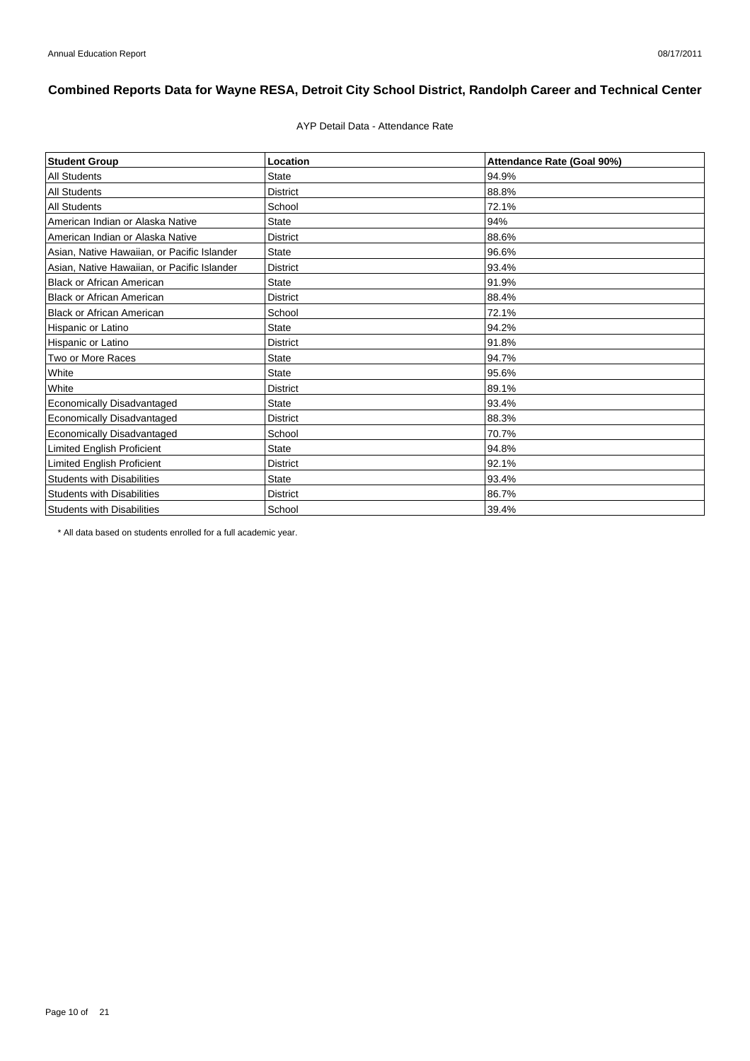# Combined Reports Data for Wayne RESA, Detroit City School District, Randolph Career and Technical Center

AYP Detail Data - Attendance Rate

| Student Group | Location | Attendance Rate (Goal 90%) |
|---|---|---|
| All Students | State | 94.9% |
| All Students | District | 88.8% |
| All Students | School | 72.1% |
| American Indian or Alaska Native | State | 94% |
| American Indian or Alaska Native | District | 88.6% |
| Asian, Native Hawaiian, or Pacific Islander | State | 96.6% |
| Asian, Native Hawaiian, or Pacific Islander | District | 93.4% |
| Black or African American | State | 91.9% |
| Black or African American | District | 88.4% |
| Black or African American | School | 72.1% |
| Hispanic or Latino | State | 94.2% |
| Hispanic or Latino | District | 91.8% |
| Two or More Races | State | 94.7% |
| White | State | 95.6% |
| White | District | 89.1% |
| Economically Disadvantaged | State | 93.4% |
| Economically Disadvantaged | District | 88.3% |
| Economically Disadvantaged | School | 70.7% |
| Limited English Proficient | State | 94.8% |
| Limited English Proficient | District | 92.1% |
| Students with Disabilities | State | 93.4% |
| Students with Disabilities | District | 86.7% |
| Students with Disabilities | School | 39.4% |

\* All data based on students enrolled for a full academic year.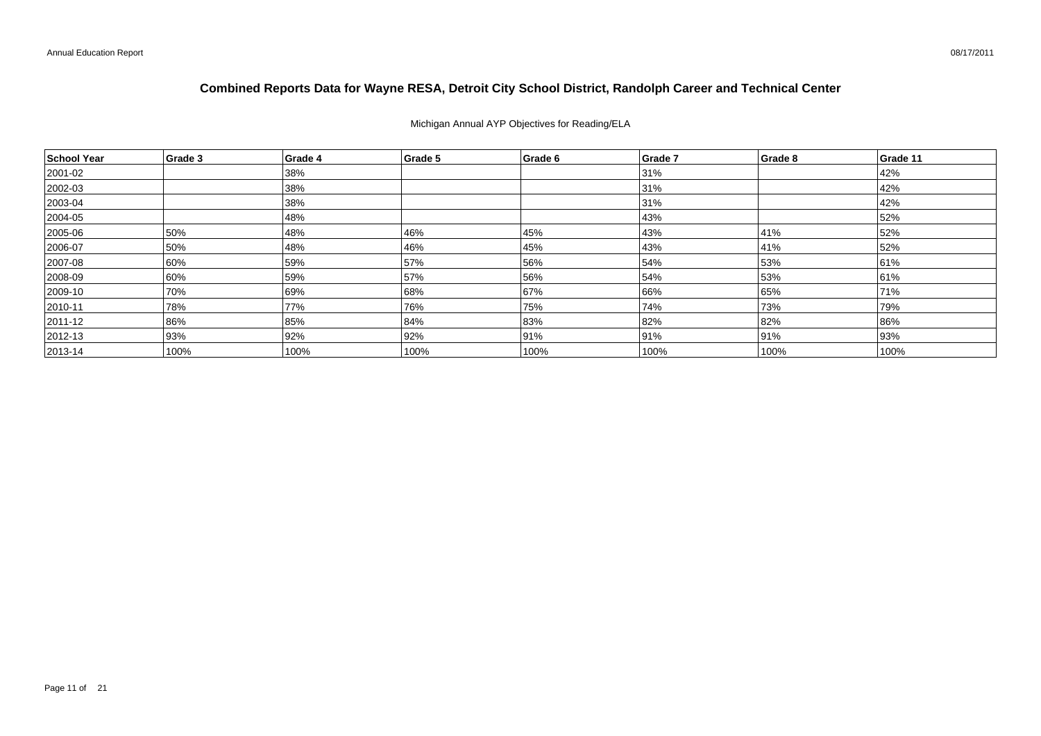# Combined Reports Data for Wayne RESA, Detroit City School District, Randolph Career and Technical Center

Michigan Annual AYP Objectives for Reading/ELA

| School Year | Grade 3 | Grade 4 | Grade 5 | Grade 6 | Grade 7 | Grade 8 | Grade 11 |
|---|---|---|---|---|---|---|---|
| 2001-02 | | 38% | | | 31% | | 42% |
| 2002-03 | | 38% | | | 31% | | 42% |
| 2003-04 | | 38% | | | 31% | | 42% |
| 2004-05 | | 48% | | | 43% | | 52% |
| 2005-06 | 50% | 48% | 46% | 45% | 43% | 41% | 52% |
| 2006-07 | 50% | 48% | 46% | 45% | 43% | 41% | 52% |
| 2007-08 | 60% | 59% | 57% | 56% | 54% | 53% | 61% |
| 2008-09 | 60% | 59% | 57% | 56% | 54% | 53% | 61% |
| 2009-10 | 70% | 69% | 68% | 67% | 66% | 65% | 71% |
| 2010-11 | 78% | 77% | 76% | 75% | 74% | 73% | 79% |
| 2011-12 | 86% | 85% | 84% | 83% | 82% | 82% | 86% |
| 2012-13 | 93% | 92% | 92% | 91% | 91% | 91% | 93% |
| 2013-14 | 100% | 100% | 100% | 100% | 100% | 100% | 100% |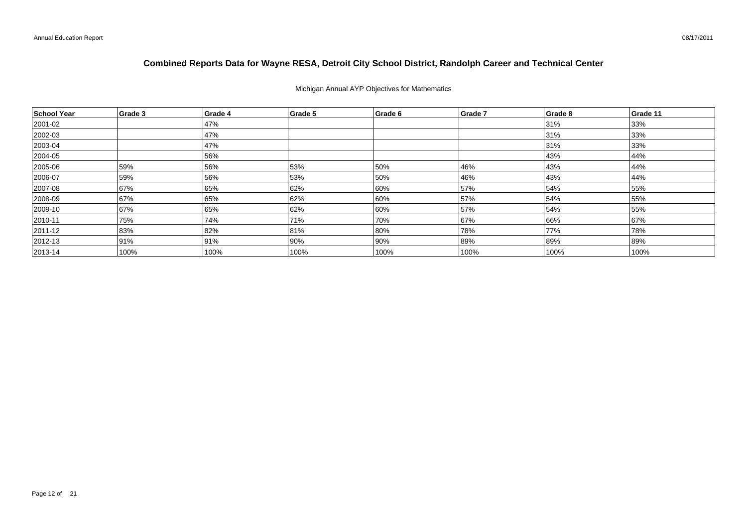# Combined Reports Data for Wayne RESA, Detroit City School District, Randolph Career and Technical Center

Michigan Annual AYP Objectives for Mathematics

| School Year | Grade 3 | Grade 4 | Grade 5 | Grade 6 | Grade 7 | Grade 8 | Grade 11 |
|---|---|---|---|---|---|---|---|
| 2001-02 | | 47% | | | | 31% | 33% |
| 2002-03 | | 47% | | | | 31% | 33% |
| 2003-04 | | 47% | | | | 31% | 33% |
| 2004-05 | | 56% | | | | 43% | 44% |
| 2005-06 | 59% | 56% | 53% | 50% | 46% | 43% | 44% |
| 2006-07 | 59% | 56% | 53% | 50% | 46% | 43% | 44% |
| 2007-08 | 67% | 65% | 62% | 60% | 57% | 54% | 55% |
| 2008-09 | 67% | 65% | 62% | 60% | 57% | 54% | 55% |
| 2009-10 | 67% | 65% | 62% | 60% | 57% | 54% | 55% |
| 2010-11 | 75% | 74% | 71% | 70% | 67% | 66% | 67% |
| 2011-12 | 83% | 82% | 81% | 80% | 78% | 77% | 78% |
| 2012-13 | 91% | 91% | 90% | 90% | 89% | 89% | 89% |
| 2013-14 | 100% | 100% | 100% | 100% | 100% | 100% | 100% |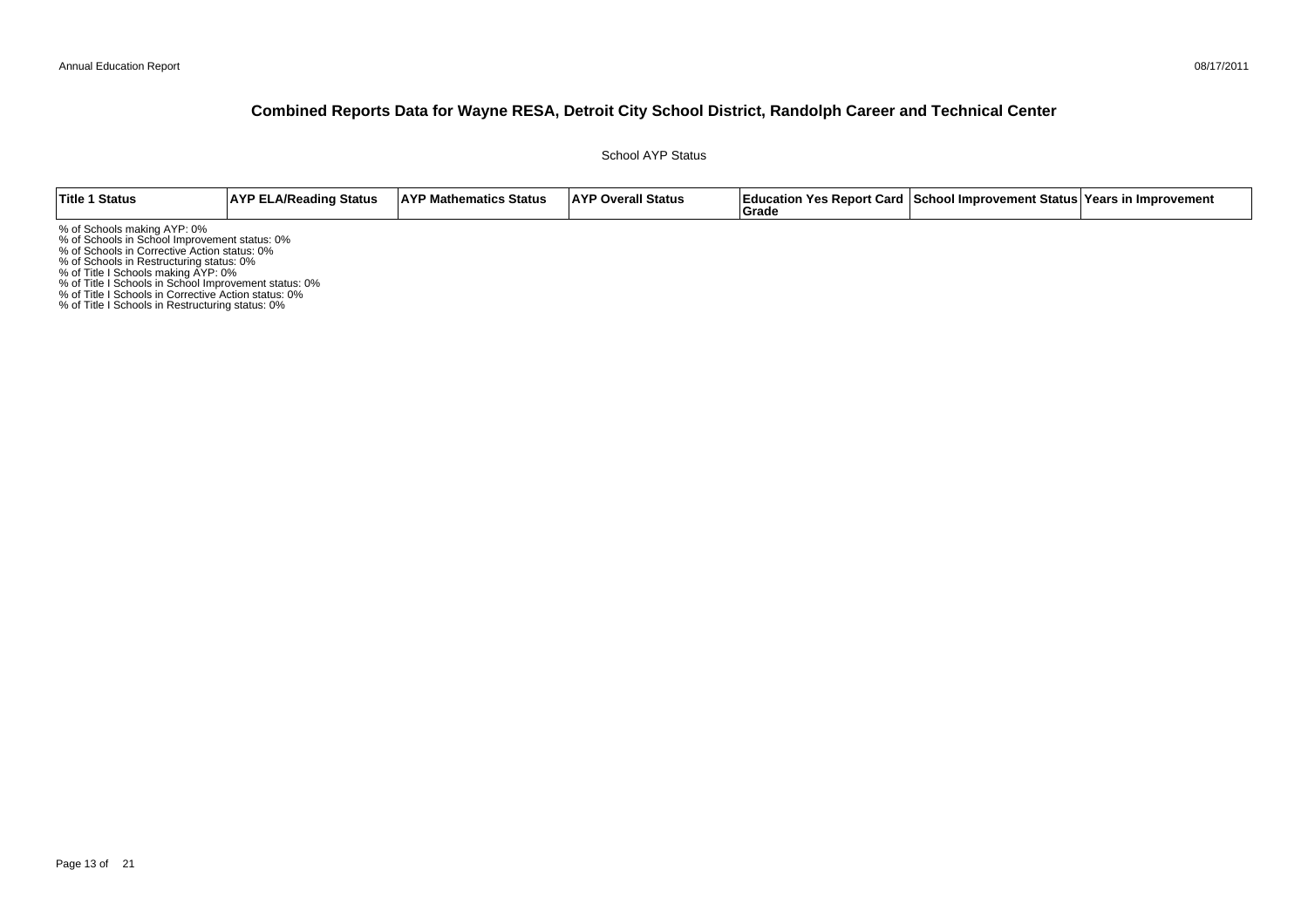# Combined Reports Data for Wayne RESA, Detroit City School District, Randolph Career and Technical Center

School AYP Status

| Title 1 Status | AYP ELA/Reading Status | AYP Mathematics Status | AYP Overall Status | Education Yes Report Card Grade | School Improvement Status | Years in Improvement |
|---|---|---|---|---|---|---|

% of Schools making AYP: 0%
% of Schools in School Improvement status: 0%
% of Schools in Corrective Action status: 0%
% of Schools in Restructuring status: 0%
% of Title I Schools making AYP: 0%
% of Title I Schools in School Improvement status: 0%
% of Title I Schools in Corrective Action status: 0%
% of Title I Schools in Restructuring status: 0%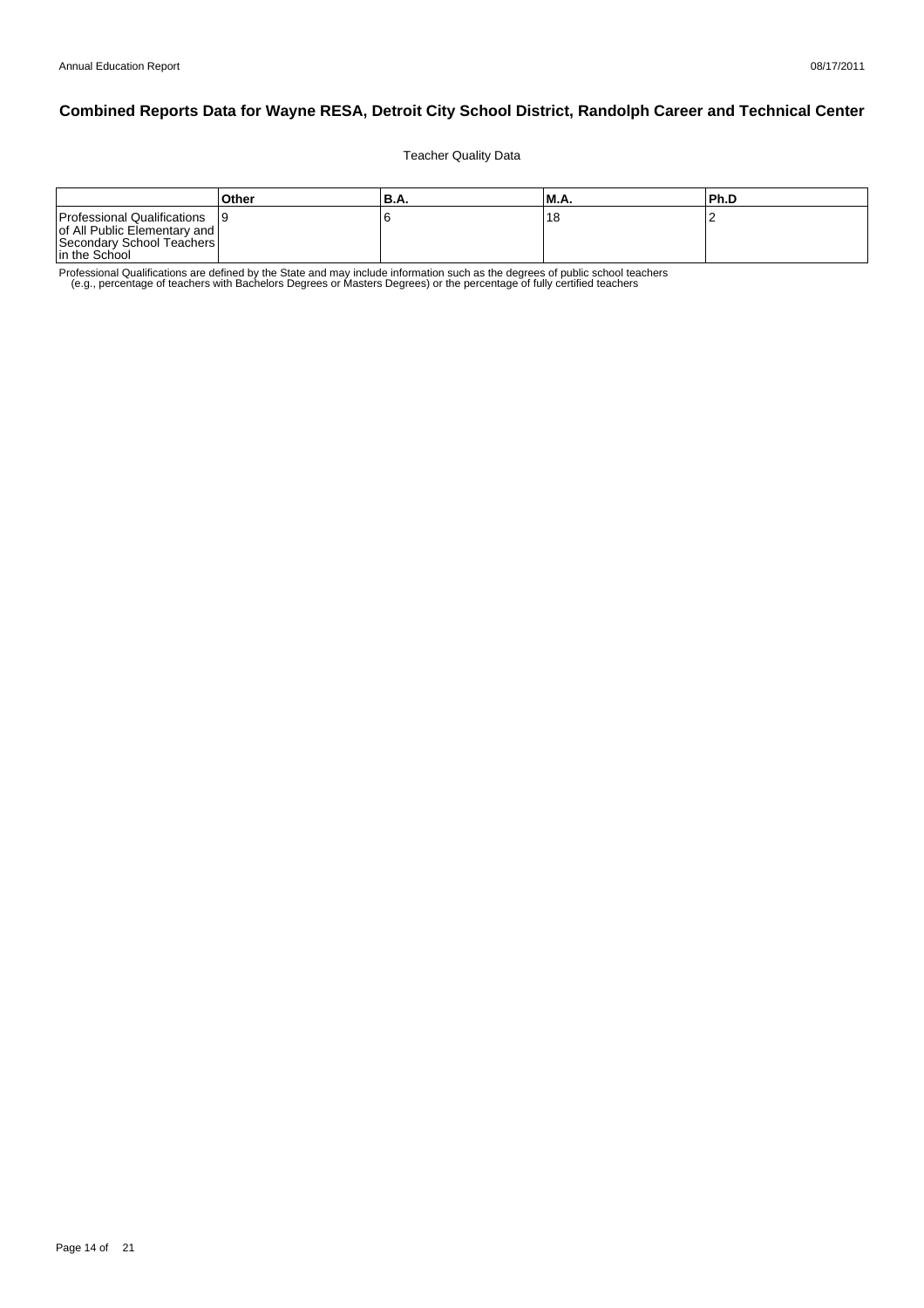# Combined Reports Data for Wayne RESA, Detroit City School District, Randolph Career and Technical Center

Teacher Quality Data

| | Other | B.A. | M.A. | Ph.D |
|---|---|---|---|---|
| Professional Qualifications of All Public Elementary and Secondary School Teachers in the School | 9 | 6 | 18 | 2 |

Professional Qualifications are defined by the State and may include information such as the degrees of public school teachers (e.g., percentage of teachers with Bachelors Degrees or Masters Degrees) or the percentage of fully certified teachers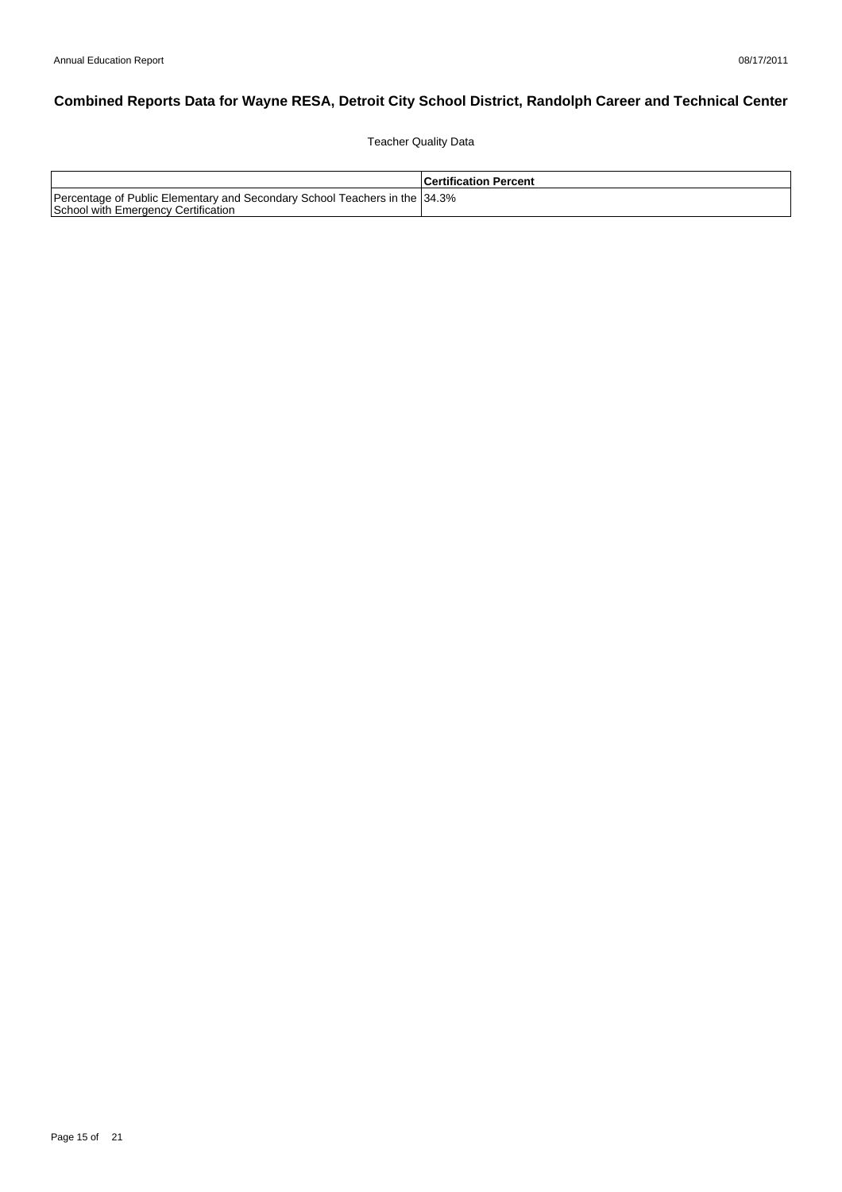# Combined Reports Data for Wayne RESA, Detroit City School District, Randolph Career and Technical Center

Teacher Quality Data

| | Certification Percent |
|---|---|
| Percentage of Public Elementary and Secondary School Teachers in the School with Emergency Certification | 34.3% |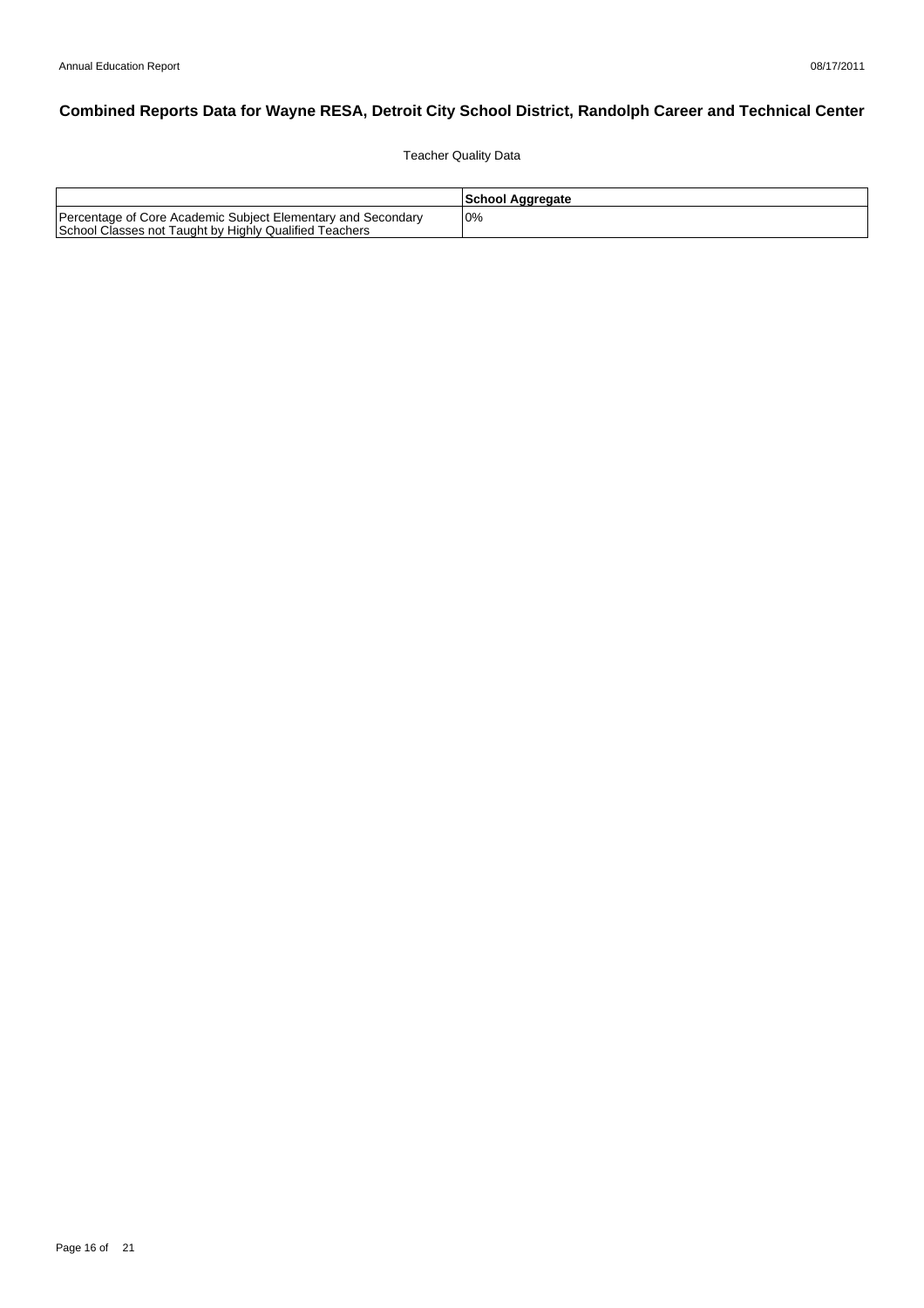## Combined Reports Data for Wayne RESA, Detroit City School District, Randolph Career and Technical Center

Teacher Quality Data

| | School Aggregate |
|---|---|
| Percentage of Core Academic Subject Elementary and Secondary School Classes not Taught by Highly Qualified Teachers | 0% |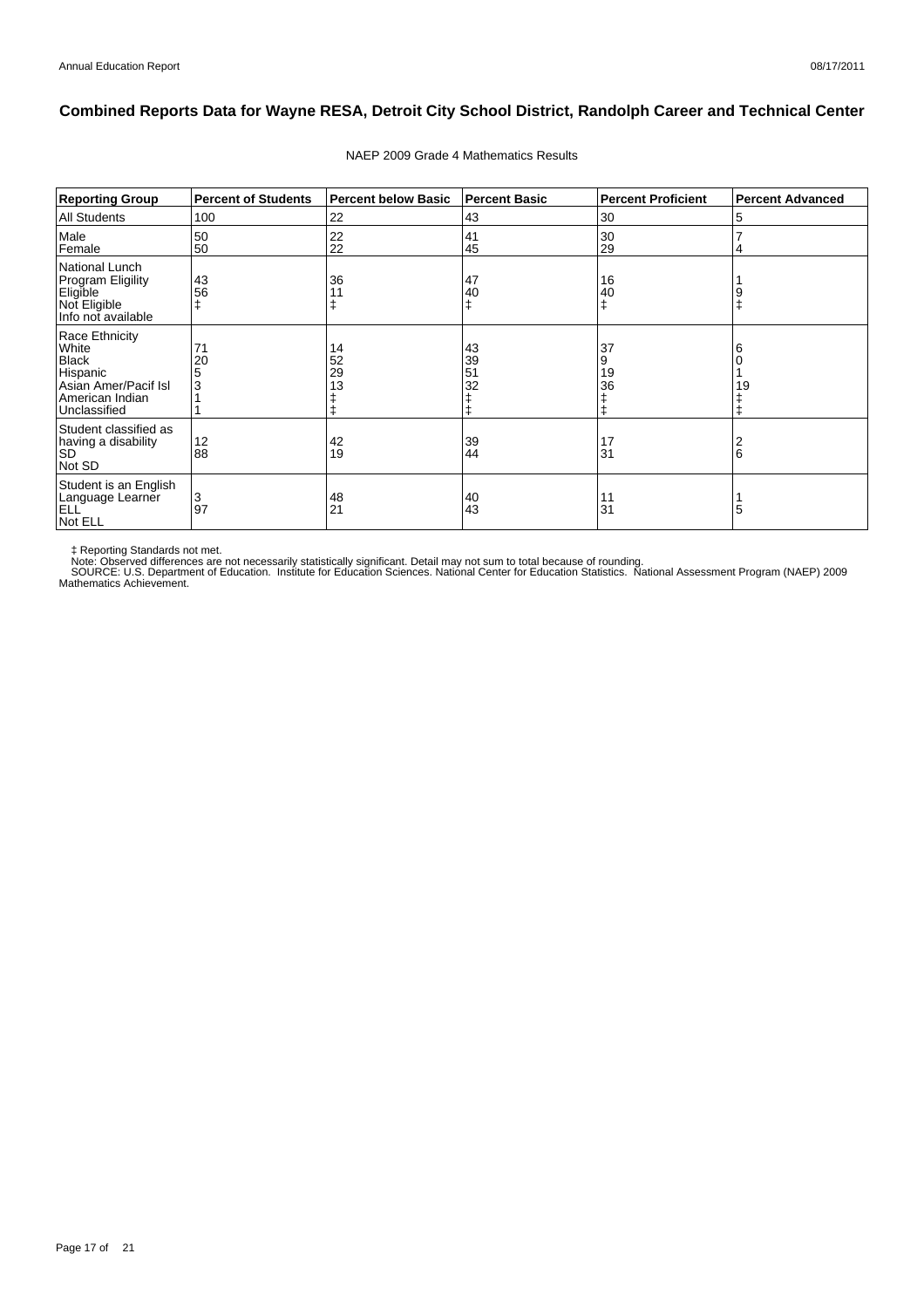## Combined Reports Data for Wayne RESA, Detroit City School District, Randolph Career and Technical Center

NAEP 2009 Grade 4 Mathematics Results

| Reporting Group | Percent of Students | Percent below Basic | Percent Basic | Percent Proficient | Percent Advanced |
|---|---|---|---|---|---|
| All Students | 100 | 22 | 43 | 30 | 5 |
| Male | 50 | 22 | 41 | 30 | 7 |
| Female | 50 | 22 | 45 | 29 | 4 |
| National Lunch Program Eligility | | | | | |
| Eligible | 43 | 36 | 47 | 16 | 1 |
| Not Eligible | 56 | 11 | 40 | 40 | 9 |
| Info not available | ‡ | ‡ | ‡ | ‡ | ‡ |
| Race Ethnicity | | | | | |
| White | 71 | 14 | 43 | 37 | 6 |
| Black | 20 | 52 | 39 | 9 | 0 |
| Hispanic | 5 | 29 | 51 | 19 | 1 |
| Asian Amer/Pacif Isl | 3 | 13 | 32 | 36 | 19 |
| American Indian | 1 | ‡ | ‡ | ‡ | ‡ |
| Unclassified | 1 | ‡ | ‡ | ‡ | ‡ |
| Student classified as having a disability | | | | | |
| SD | 12 | 42 | 39 | 17 | 2 |
| Not SD | 88 | 19 | 44 | 31 | 6 |
| Student is an English Language Learner | | | | | |
| ELL | 3 | 48 | 40 | 11 | 1 |
| Not ELL | 97 | 21 | 43 | 31 | 5 |

‡ Reporting Standards not met.
Note: Observed differences are not necessarily statistically significant. Detail may not sum to total because of rounding.
SOURCE: U.S. Department of Education. Institute for Education Sciences. National Center for Education Statistics. National Assessment Program (NAEP) 2009 Mathematics Achievement.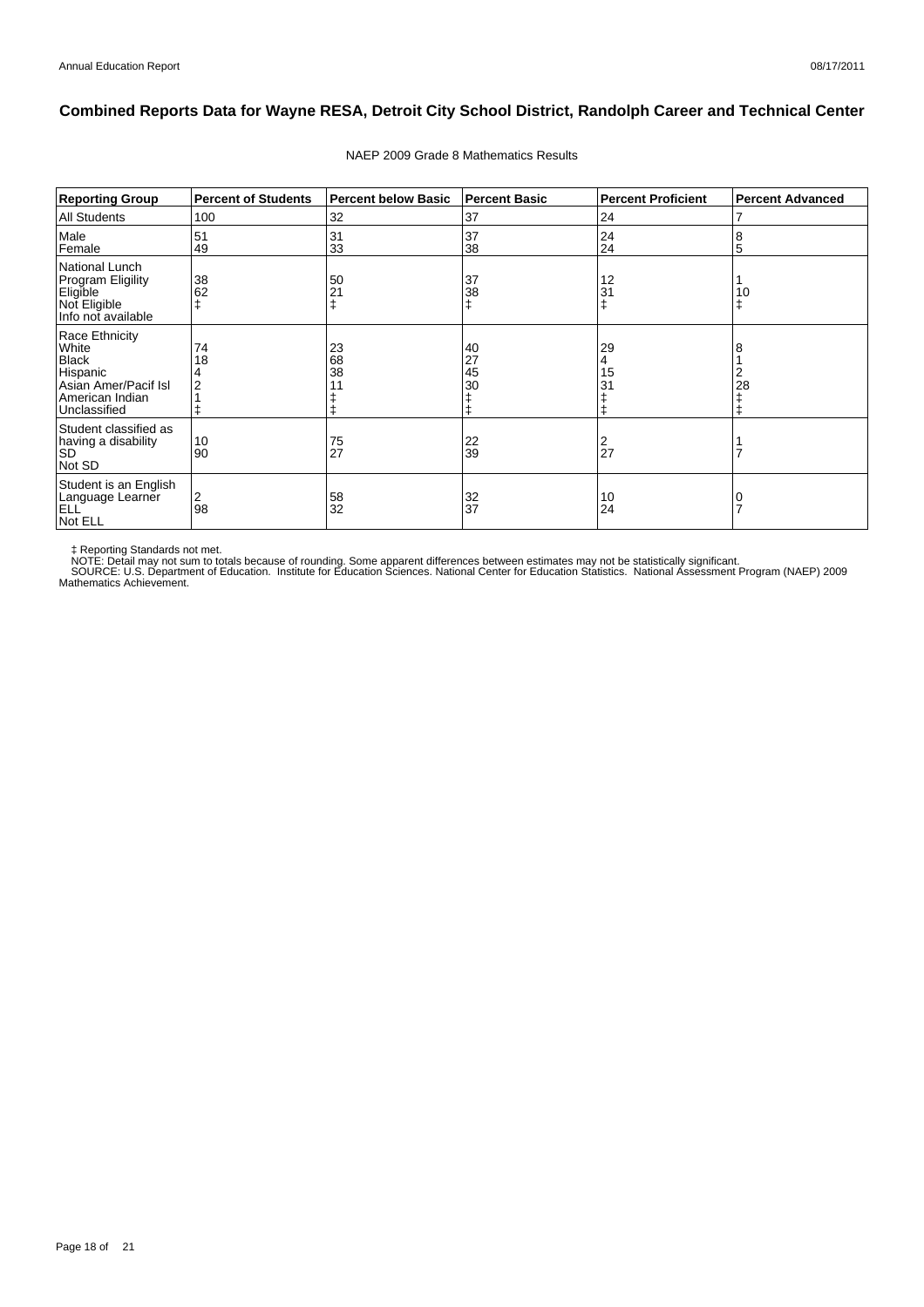## Combined Reports Data for Wayne RESA, Detroit City School District, Randolph Career and Technical Center

NAEP 2009 Grade 8 Mathematics Results

| Reporting Group | Percent of Students | Percent below Basic | Percent Basic | Percent Proficient | Percent Advanced |
|---|---|---|---|---|---|
| All Students | 100 | 32 | 37 | 24 | 7 |
| Male | 51 | 31 | 37 | 24 | 8 |
| Female | 49 | 33 | 38 | 24 | 5 |
| National Lunch Program Eligility | | | | | |
| Eligible | 38 | 50 | 37 | 12 | 1 |
| Not Eligible | 62 | 21 | 38 | 31 | 10 |
| Info not available | ‡ | ‡ | ‡ | ‡ | ‡ |
| Race Ethnicity | | | | | |
| White | 74 | 23 | 40 | 29 | 8 |
| Black | 18 | 68 | 27 | 4 | 1 |
| Hispanic | 4 | 38 | 45 | 15 | 2 |
| Asian Amer/Pacif Isl | 2 | 11 | 30 | 31 | 28 |
| American Indian | 1 | ‡ | ‡ | ‡ | ‡ |
| Unclassified | ‡ | ‡ | ‡ | ‡ | ‡ |
| Student classified as having a disability | | | | | |
| SD | 10 | 75 | 22 | 2 | 1 |
| Not SD | 90 | 27 | 39 | 27 | 7 |
| Student is an English Language Learner | | | | | |
| ELL | 2 | 58 | 32 | 10 | 0 |
| Not ELL | 98 | 32 | 37 | 24 | 7 |

‡ Reporting Standards not met.
NOTE: Detail may not sum to totals because of rounding. Some apparent differences between estimates may not be statistically significant.
SOURCE: U.S. Department of Education. Institute for Education Sciences. National Center for Education Statistics. National Assessment Program (NAEP) 2009 Mathematics Achievement.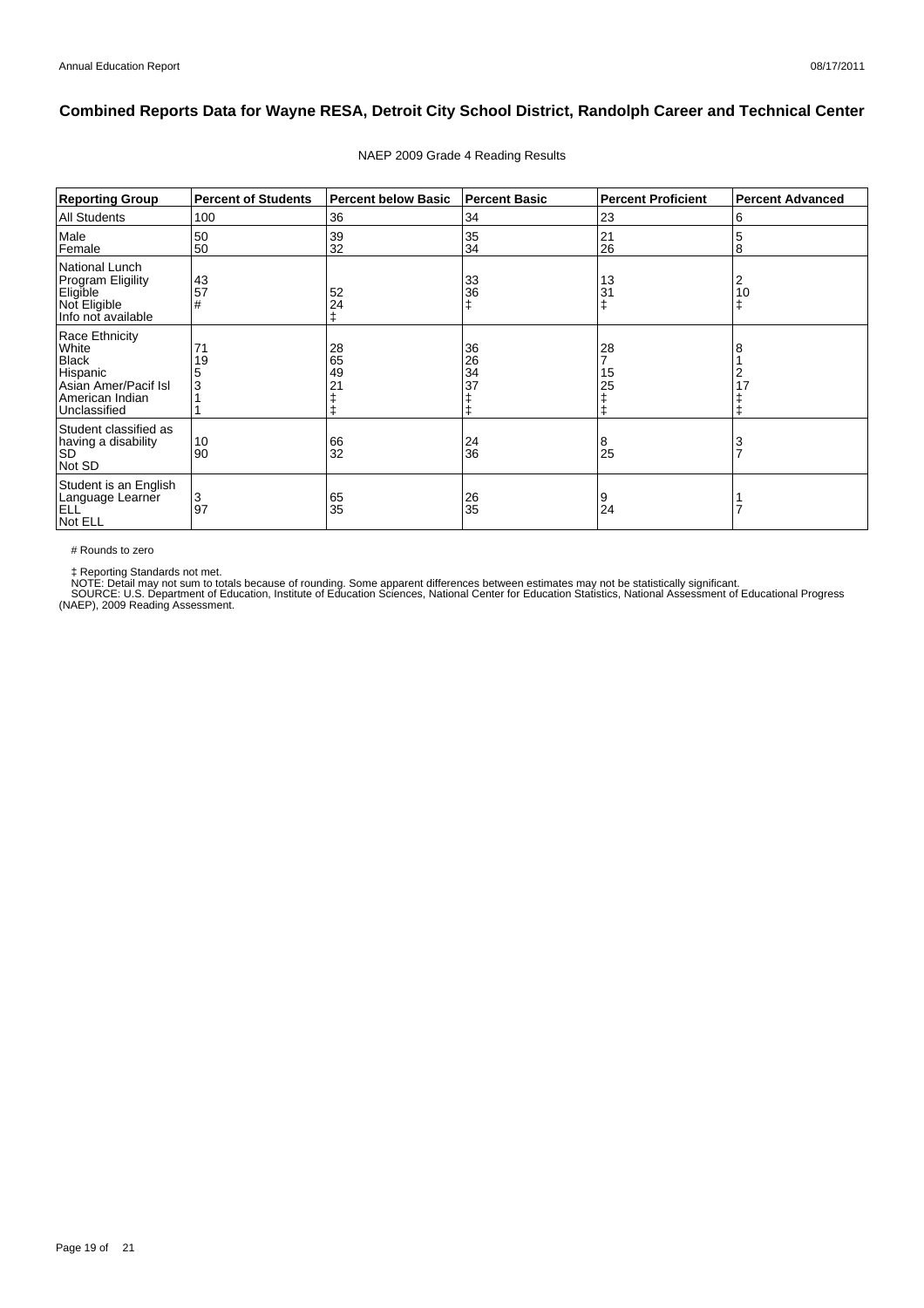## Combined Reports Data for Wayne RESA, Detroit City School District, Randolph Career and Technical Center

NAEP 2009 Grade 4 Reading Results

| Reporting Group | Percent of Students | Percent below Basic | Percent Basic | Percent Proficient | Percent Advanced |
|---|---|---|---|---|---|
| All Students | 100 | 36 | 34 | 23 | 6 |
| Male | 50 | 39 | 35 | 21 | 5 |
| Female | 50 | 32 | 34 | 26 | 8 |
| National Lunch Program Eligility | | | | | |
| Eligible | 43 | 52 | 33 | 13 | 2 |
| Not Eligible | 57 | 24 | 36 | 31 | 10 |
| Info not available | # | ‡ | ‡ | ‡ | ‡ |
| Race Ethnicity | | | | | |
| White | 71 | 28 | 36 | 28 | 8 |
| Black | 19 | 65 | 26 | 7 | 1 |
| Hispanic | 5 | 49 | 34 | 15 | 2 |
| Asian Amer/Pacif Isl | 3 | 21 | 37 | 25 | 17 |
| American Indian | 1 | ‡ | ‡ | ‡ | ‡ |
| Unclassified | 1 | ‡ | ‡ | ‡ | ‡ |
| Student classified as having a disability | | | | | |
| SD | 10 | 66 | 24 | 8 | 3 |
| Not SD | 90 | 32 | 36 | 25 | 7 |
| Student is an English Language Learner | | | | | |
| ELL | 3 | 65 | 26 | 9 | 1 |
| Not ELL | 97 | 35 | 35 | 24 | 7 |

# Rounds to zero

‡ Reporting Standards not met.
NOTE: Detail may not sum to totals because of rounding. Some apparent differences between estimates may not be statistically significant.
SOURCE: U.S. Department of Education, Institute of Education Sciences, National Center for Education Statistics, National Assessment of Educational Progress (NAEP), 2009 Reading Assessment.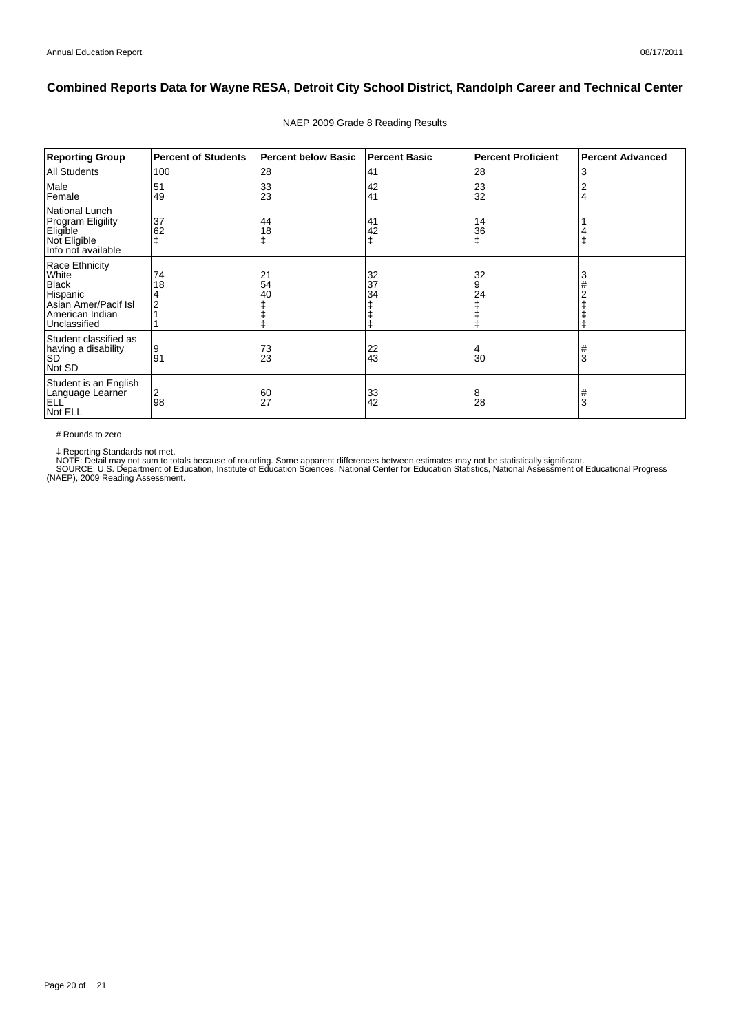# Combined Reports Data for Wayne RESA, Detroit City School District, Randolph Career and Technical Center

NAEP 2009 Grade 8 Reading Results

| Reporting Group | Percent of Students | Percent below Basic | Percent Basic | Percent Proficient | Percent Advanced |
|---|---|---|---|---|---|
| All Students | 100 | 28 | 41 | 28 | 3 |
| Male | 51 | 33 | 42 | 23 | 2 |
| Female | 49 | 23 | 41 | 32 | 4 |
| National Lunch Program Eligility | | | | | |
| Eligible | 37 | 44 | 41 | 14 | 1 |
| Not Eligible | 62 | 18 | 42 | 36 | 4 |
| Info not available | ‡ | ‡ | ‡ | ‡ | ‡ |
| Race Ethnicity | | | | | |
| White | 74 | 21 | 32 | 32 | 3 |
| Black | 18 | 54 | 37 | 9 | # |
| Hispanic | 4 | 40 | 34 | 24 | 2 |
| Asian Amer/Pacif Isl | 2 | ‡ | ‡ | ‡ | ‡ |
| American Indian | 1 | ‡ | ‡ | ‡ | ‡ |
| Unclassified | 1 | ‡ | ‡ | ‡ | ‡ |
| Student classified as having a disability | | | | | |
| SD | 9 | 73 | 22 | 4 | # |
| Not SD | 91 | 23 | 43 | 30 | 3 |
| Student is an English Language Learner | | | | | |
| ELL | 2 | 60 | 33 | 8 | # |
| Not ELL | 98 | 27 | 42 | 28 | 3 |

# Rounds to zero

‡ Reporting Standards not met.

NOTE: Detail may not sum to totals because of rounding. Some apparent differences between estimates may not be statistically significant.

SOURCE: U.S. Department of Education, Institute of Education Sciences, National Center for Education Statistics, National Assessment of Educational Progress (NAEP), 2009 Reading Assessment.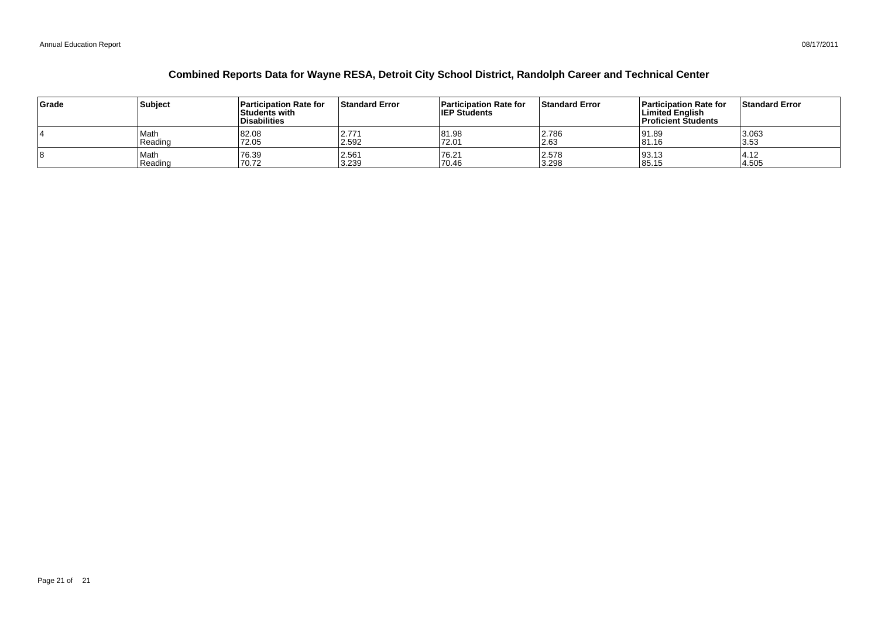# Combined Reports Data for Wayne RESA, Detroit City School District, Randolph Career and Technical Center

| Grade | Subject | Participation Rate for Students with Disabilities | Standard Error | Participation Rate for IEP Students | Standard Error | Participation Rate for Limited English Proficient Students | Standard Error |
|---|---|---|---|---|---|---|---|
| 4 | Math | 82.08 | 2.771 | 81.98 | 2.786 | 91.89 | 3.063 |
| | Reading | 72.05 | 2.592 | 72.01 | 2.63 | 81.16 | 3.53 |
| 8 | Math | 76.39 | 2.561 | 76.21 | 2.578 | 93.13 | 4.12 |
| | Reading | 70.72 | 3.239 | 70.46 | 3.298 | 85.15 | 4.505 |